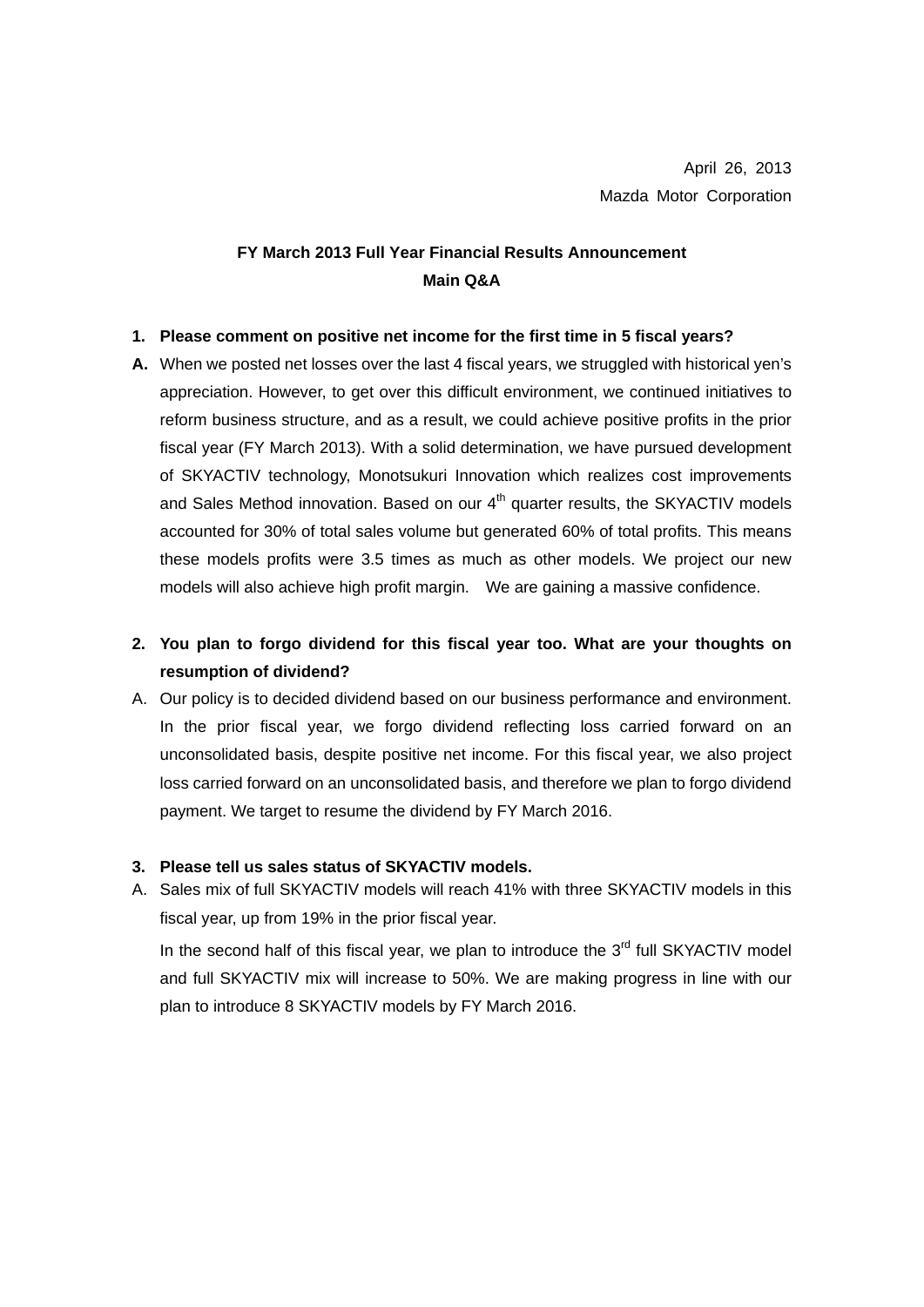April 26, 2013

Mazda Motor Corporation

## FY March 2013 Full Year Financial Results Announcement
## Main Q&A

**1. Please comment on positive net income for the first time in 5 fiscal years?**

**A.** When we posted net losses over the last 4 fiscal years, we struggled with historical yen's appreciation. However, to get over this difficult environment, we continued initiatives to reform business structure, and as a result, we could achieve positive profits in the prior fiscal year (FY March 2013). With a solid determination, we have pursued development of SKYACTIV technology, Monotsukuri Innovation which realizes cost improvements and Sales Method innovation. Based on our 4th quarter results, the SKYACTIV models accounted for 30% of total sales volume but generated 60% of total profits. This means these models profits were 3.5 times as much as other models. We project our new models will also achieve high profit margin. We are gaining a massive confidence.

**2. You plan to forgo dividend for this fiscal year too. What are your thoughts on resumption of dividend?**

A. Our policy is to decided dividend based on our business performance and environment. In the prior fiscal year, we forgo dividend reflecting loss carried forward on an unconsolidated basis, despite positive net income. For this fiscal year, we also project loss carried forward on an unconsolidated basis, and therefore we plan to forgo dividend payment. We target to resume the dividend by FY March 2016.

**3. Please tell us sales status of SKYACTIV models.**

A. Sales mix of full SKYACTIV models will reach 41% with three SKYACTIV models in this fiscal year, up from 19% in the prior fiscal year.

In the second half of this fiscal year, we plan to introduce the 3rd full SKYACTIV model and full SKYACTIV mix will increase to 50%. We are making progress in line with our plan to introduce 8 SKYACTIV models by FY March 2016.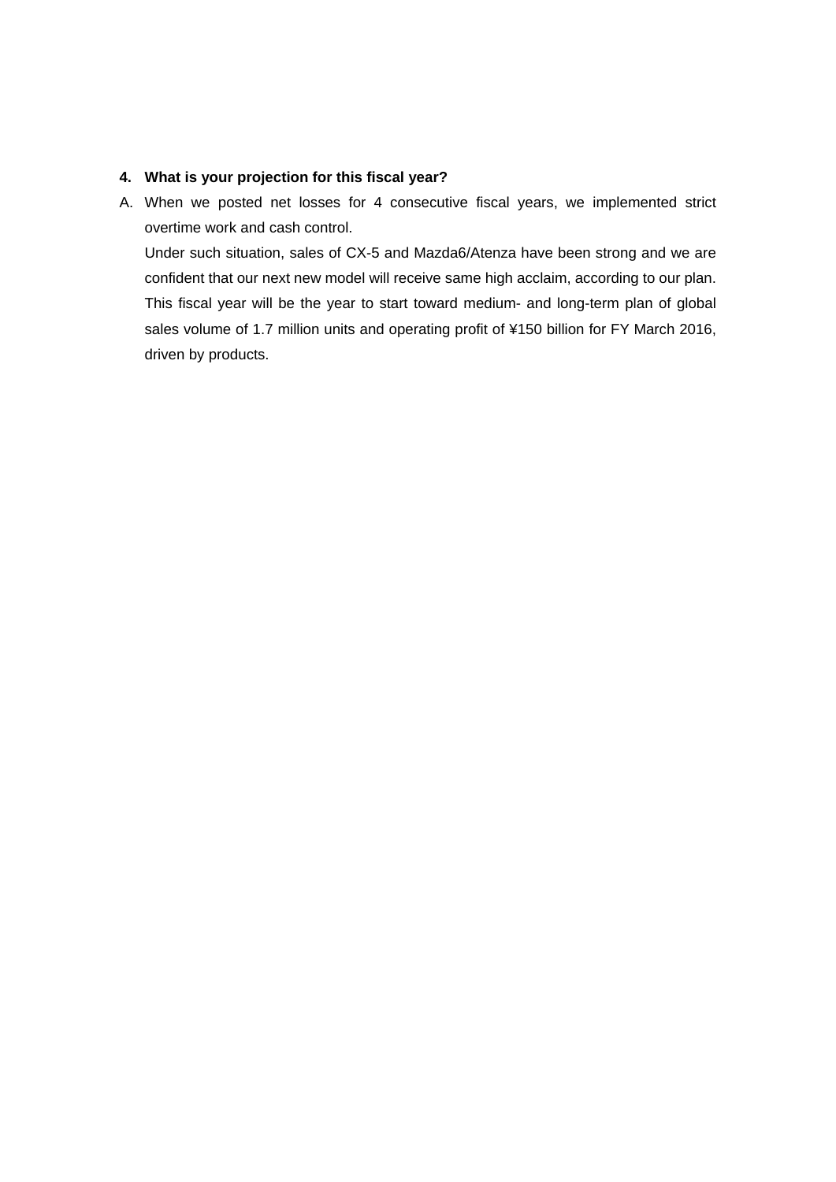**4. What is your projection for this fiscal year?**

A. When we posted net losses for 4 consecutive fiscal years, we implemented strict overtime work and cash control.

Under such situation, sales of CX-5 and Mazda6/Atenza have been strong and we are confident that our next new model will receive same high acclaim, according to our plan. This fiscal year will be the year to start toward medium- and long-term plan of global sales volume of 1.7 million units and operating profit of ¥150 billion for FY March 2016, driven by products.